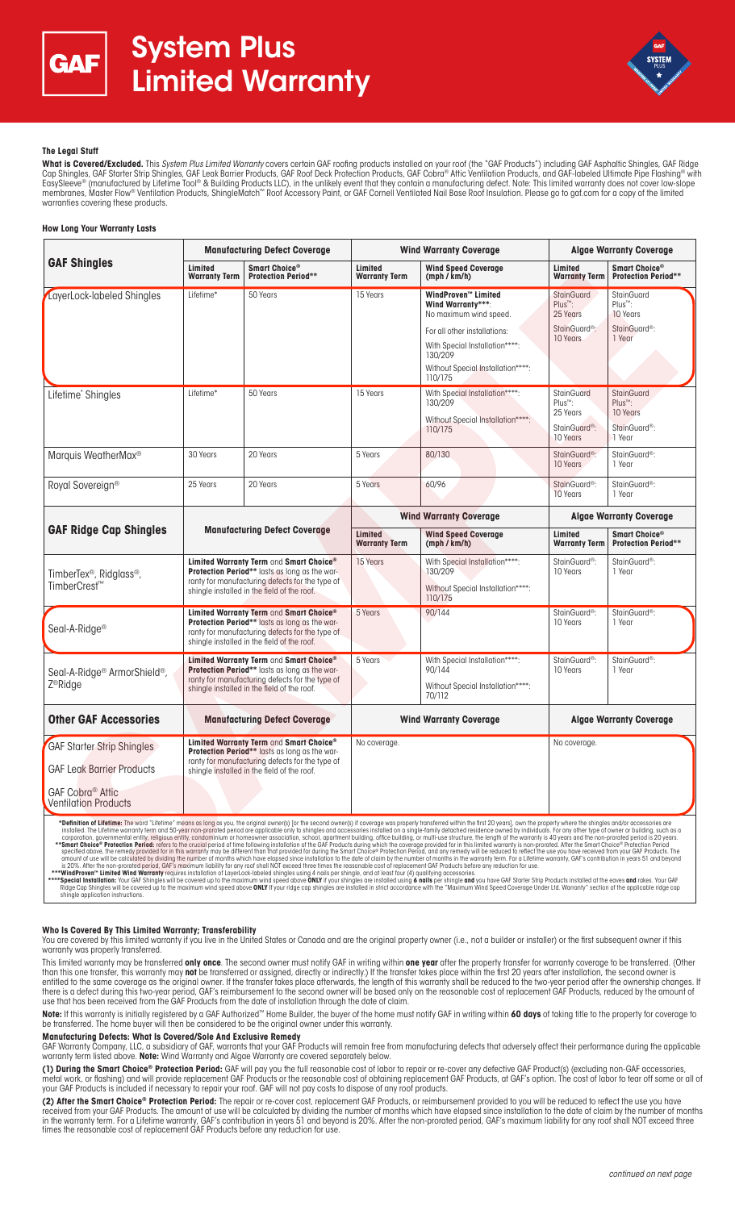# System Plus Limited Warranty

### The Legal Stuff

**What is Covered/Excluded.** This *System Plus Limited Warranty* covers certain GAF roofing products installed on your roof (the "GAF Products") including GAF Asphaltic Shingles, GAF Ridge Cap Shingles, GAF Starter Strip Shingles, GAF Leak Barrier Products, GAF Roof Deck Protection Products, GAF Cobra® Attic Ventilation Products, and GAF-labeled Ultimate Pipe Flashing® with EasySleeve® (manufactured by Lifetime Tool® & Building Products LLC), in the unlikely event that they contain a manufacturing defect. Note: This limited warranty does not cover low-slope membranes, Master Flow® Ventilation Products, ShingleMatch™ Roof Accessory Paint, or GAF Cornell Ventilated Nail Base Roof Insulation. Please go to gaf.com for a copy of the limited warranties covering these products.

### How Long Your Warranty Lasts

| GAF Shingles | Manufacturing Defect Coverage | | Wind Warranty Coverage | | Algae Warranty Coverage | |
|---|---|---|---|---|---|---|
| | Limited Warranty Term | Smart Choice® Protection Period** | Limited Warranty Term | Wind Speed Coverage (mph / km/h) | Limited Warranty Term | Smart Choice® Protection Period** |
| LayerLock-labeled Shingles | Lifetime* | 50 Years | 15 Years | WindProven™ Limited Wind Warranty***: No maximum wind speed. For all other installations: With Special Installation****: 130/209 Without Special Installation****: 110/175 | StainGuard Plus™: 25 Years StainGuard®: 10 Years | StainGuard Plus™: 10 Years StainGuard®: 1 Year |
| Lifetime* Shingles | Lifetime* | 50 Years | 15 Years | With Special Installation****: 130/209 Without Special Installation****: 110/175 | StainGuard Plus™: 25 Years StainGuard®: 10 Years | StainGuard Plus™: 10 Years StainGuard®: 1 Year |
| Marquis WeatherMax® | 30 Years | 20 Years | 5 Years | 80/130 | StainGuard®: 10 Years | StainGuard®: 1 Year |
| Royal Sovereign® | 25 Years | 20 Years | 5 Years | 60/96 | StainGuard®: 10 Years | StainGuard®: 1 Year |

| GAF Ridge Cap Shingles | Manufacturing Defect Coverage | Wind Warranty Coverage | | Algae Warranty Coverage | |
|---|---|---|---|---|---|
| | | Limited Warranty Term | Wind Speed Coverage (mph / km/h) | Limited Warranty Term | Smart Choice® Protection Period** |
| TimberTex®, Ridglass®, TimberCrest™ | **Limited Warranty Term** and **Smart Choice® Protection Period**** lasts as long as the warranty for manufacturing defects for the type of shingle installed in the field of the roof. | 15 Years | With Special Installation****: 130/209 Without Special Installation****: 110/175 | StainGuard®: 10 Years | StainGuard®: 1 Year |
| Seal-A-Ridge® | **Limited Warranty Term** and **Smart Choice® Protection Period**** lasts as long as the warranty for manufacturing defects for the type of shingle installed in the field of the roof. | 5 Years | 90/144 | StainGuard®: 10 Years | StainGuard®: 1 Year |
| Seal-A-Ridge® ArmorShield®, Z®Ridge | **Limited Warranty Term** and **Smart Choice® Protection Period**** lasts as long as the warranty for manufacturing defects for the type of shingle installed in the field of the roof. | 5 Years | With Special Installation****: 90/144 Without Special Installation****: 70/112 | StainGuard®: 10 Years | StainGuard®: 1 Year |

| Other GAF Accessories | Manufacturing Defect Coverage | Wind Warranty Coverage | Algae Warranty Coverage |
|---|---|---|---|
| GAF Starter Strip Shingles<br>GAF Leak Barrier Products<br>GAF Cobra® Attic Ventilation Products | **Limited Warranty Term** and **Smart Choice® Protection Period**** lasts as long as the warranty for manufacturing defects for the type of shingle installed in the field of the roof. | No coverage. | No coverage. |

***Definition of Lifetime:** The word "Lifetime" means as long as you, the original owner(s) [or the second owner(s) if coverage was properly transferred within the first 20 years], own the property where the shingles and/or accessories are installed. The Lifetime warranty term and 50-year non-prorated period are applicable only to shingles and accessories installed on a single-family detached residence owned by individuals. For any other type of owner or building, such as a corporation, governmental entity, religious entity, condominium or homeowner association, school, apartment building, office building, or multi-use structure, the length of the warranty is 40 years and the non-prorated period is 20 years.

****Smart Choice® Protection Period:** refers to the crucial period of time following installation of the GAF Products during which the coverage provided for in this limited warranty is non-prorated. After the Smart Choice® Protection Period specified above, the remedy provided for in this warranty may be different than that provided for during the Smart Choice® Protection Period, and any remedy will be reduced to reflect the use you have received from your GAF Products. The amount of use will be calculated by dividing the number of months which have elapsed since installation to the date of claim by the number of months in the warranty term. For a Lifetime warranty, GAF's contribution in years 51 and beyond is 20%. After the non-prorated period, GAF's maximum liability for any roof shall NOT exceed three times the reasonable cost of replacement GAF Products before any reduction for use.

*****WindProven™ Limited Wind Warranty** requires installation of LayerLock-labeled shingles using 4 nails per shingle, and at least four (4) qualifying accessories.

******Special Installation:** Your GAF Shingles will be covered up to the maximum wind speed above **ONLY** if your shingles are installed using **6 nails** per shingle **and** you have GAF Starter Strip Products installed at the eaves **and** rakes. Your GAF Ridge Cap Shingles will be covered up to the maximum wind speed above **ONLY** if your ridge cap shingles are installed in strict accordance with the "Maximum Wind Speed Coverage Under Ltd. Warranty" section of the applicable ridge cap shingle application instructions.

### Who Is Covered By This Limited Warranty; Transferability

You are covered by this limited warranty if you live in the United States or Canada and are the original property owner (i.e., not a builder or installer) or the first subsequent owner if this warranty was properly transferred.

This limited warranty may be transferred **only once**. The second owner must notify GAF in writing within **one year** after the property transfer for warranty coverage to be transferred. (Other than this one transfer, this warranty may **not** be transferred or assigned, directly or indirectly.) If the transfer takes place within the first 20 years after installation, the second owner is entitled to the same coverage as the original owner. If the transfer takes place afterwards, the length of this warranty shall be reduced to the two-year period after the ownership changes. If there is a defect during this two-year period, GAF's reimbursement to the second owner will be based only on the reasonable cost of replacement GAF Products, reduced by the amount of use that has been received from the GAF Products from the date of installation through the date of claim.

**Note:** If this warranty is initially registered by a GAF Authorized℠ Home Builder, the buyer of the home must notify GAF in writing within **60 days** of taking title to the property for coverage to be transferred. The home buyer will then be considered to be the original owner under this warranty.

### Manufacturing Defects: What Is Covered/Sole And Exclusive Remedy

GAF Warranty Company, LLC, a subsidiary of GAF, warrants that your GAF Products will remain free from manufacturing defects that adversely affect their performance during the applicable warranty term listed above. **Note:** Wind Warranty and Algae Warranty are covered separately below.

**(1) During the Smart Choice® Protection Period:** GAF will pay you the full reasonable cost of labor to repair or re-cover any defective GAF Product(s) (excluding non-GAF accessories, metal work, or flashing) and will provide replacement GAF Products or the reasonable cost of obtaining replacement GAF Products, at GAF's option. The cost of labor to tear off some or all of your GAF Products is included if necessary to repair your roof. GAF will not pay costs to dispose of any roof products.

**(2) After the Smart Choice® Protection Period:** The repair or re-cover cost, replacement GAF Products, or reimbursement provided to you will be reduced to reflect the use you have received from your GAF Products. The amount of use will be calculated by dividing the number of months which have elapsed since installation to the date of claim by the number of months in the warranty term. For a Lifetime warranty, GAF's contribution in years 51 and beyond is 20%. After the non-prorated period, GAF's maximum liability for any roof shall NOT exceed three times the reasonable cost of replacement GAF Products before any reduction for use.

*continued on next page*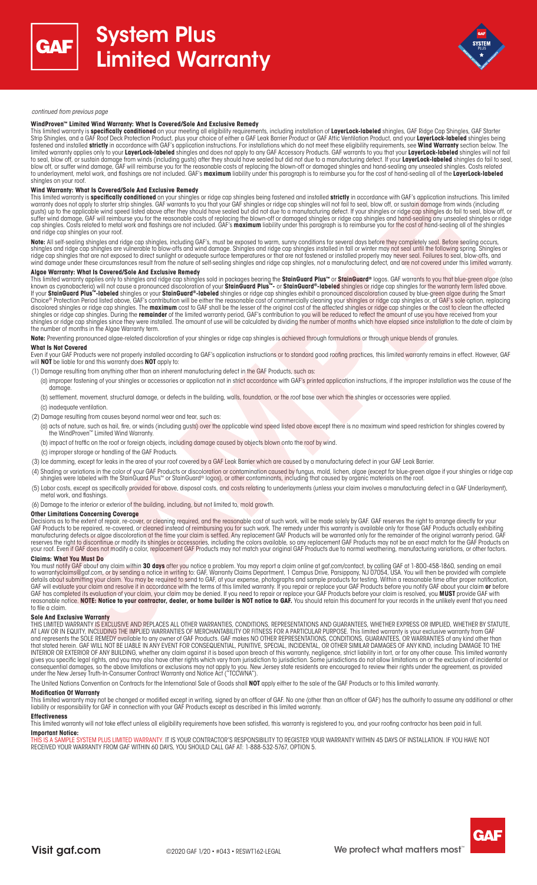# System Plus Limited Warranty

*continued from previous page*

**WindProven™ Limited Wind Warranty: What Is Covered/Sole And Exclusive Remedy**

This limited warranty is **specifically conditioned** on your meeting all eligibility requirements, including installation of **LayerLock-labeled** shingles, GAF Ridge Cap Shingles, GAF Starter Strip Shingles, and a GAF Roof Deck Protection Product, plus your choice of either a GAF Leak Barrier Product or GAF Attic Ventilation Product, and your **LayerLock-labeled** shingles being fastened and installed **strictly** in accordance with GAF's application instructions. For installations which do not meet these eligibility requirements, see **Wind Warranty** section below. The limited warranty applies only to your **LayerLock-labeled** shingles and does not apply to any GAF Accessory Products. GAF warrants to you that your **LayerLock-labeled** shingles will not fail to seal, blow off, or sustain damage from winds (including gusts) after they should have sealed but did not due to a manufacturing defect. If your **LayerLock-labeled** shingles do fail to seal, blow off, or suffer wind damage, GAF will reimburse you for the reasonable costs of replacing the blown-off or damaged shingles and hand-sealing any unsealed shingles. Costs related to underlayment, metal work, and flashings are not included. GAF's **maximum** liability under this paragraph is to reimburse you for the cost of hand-sealing all of the **LayerLock-labeled** shingles on your roof.

**Wind Warranty: What Is Covered/Sole And Exclusive Remedy**

This limited warranty is **specifically conditioned** on your shingles or ridge cap shingles being fastened and installed **strictly** in accordance with GAF's application instructions. This limited warranty does not apply to starter strip shingles. GAF warrants to you that your GAF shingles or ridge cap shingles will not fail to seal, blow off, or sustain damage from winds (including gusts) up to the applicable wind speed listed above after they should have sealed but did not due to a manufacturing defect. If your shingles or ridge cap shingles do fail to seal, blow off, or suffer wind damage, GAF will reimburse you for the reasonable costs of replacing the blown-off or damaged shingles or ridge cap shingles and hand-sealing any unsealed shingles or ridge cap shingles. Costs related to metal work and flashings are not included. GAF's **maximum** liability under this paragraph is to reimburse you for the cost of hand-sealing all of the shingles and ridge cap shingles on your roof.

**Note:** All self-sealing shingles and ridge cap shingles, including GAF's, must be exposed to warm, sunny conditions for several days before they completely seal. Before sealing occurs, shingles and ridge cap shingles are vulnerable to blow-offs and wind damage. Shingles and ridge cap shingles installed in fall or winter may not seal until the following spring. Shingles or ridge cap shingles that are not exposed to direct sunlight or adequate surface temperatures or that are not fastened or installed properly may never seal. Failures to seal, blow-offs, and wind damage under these circumstances result from the nature of self-sealing shingles and ridge cap shingles, not a manufacturing defect, and are not covered under this limited warranty.

**Algae Warranty: What Is Covered/Sole And Exclusive Remedy**

This limited warranty applies only to shingles and ridge cap shingles sold in packages bearing the **StainGuard Plus™** or **StainGuard®** logos. GAF warrants to you that blue-green algae (also known as cyanobacteria) will not cause a pronounced discoloration of your **StainGuard Plus™-** or **StainGuard®-labeled** shingles or ridge cap shingles for the warranty term listed above. If your **StainGuard Plus™-labeled** shingles or your **StainGuard®-labeled** shingles or ridge cap shingles exhibit a pronounced discoloration caused by blue-green algae during the Smart Choice® Protection Period listed above, GAF's contribution will be either the reasonable cost of commercially cleaning your shingles or ridge cap shingles or, at GAF's sole option, replacing discolored shingles or ridge cap shingles. The **maximum** cost to GAF shall be the lesser of the original cost of the affected shingles or ridge cap shingles or the cost to clean the affected shingles or ridge cap shingles. During the **remainder** of the limited warranty period, GAF's contribution to you will be reduced to reflect the amount of use you have received from your shingles or ridge cap shingles since they were installed. The amount of use will be calculated by dividing the number of months which have elapsed since installation to the date of claim by the number of months in the Algae Warranty term.

**Note:** Preventing pronounced algae-related discoloration of your shingles or ridge cap shingles is achieved through formulations or through unique blends of granules.

**What Is Not Covered**

Even if your GAF Products were not properly installed according to GAF's application instructions or to standard good roofing practices, this limited warranty remains in effect. However, GAF will **NOT** be liable for and this warranty does **NOT** apply to:

(1) Damage resulting from anything other than an inherent manufacturing defect in the GAF Products, such as:
  (a) improper fastening of your shingles or accessories or application not in strict accordance with GAF's printed application instructions, if the improper installation was the cause of the damage.
  (b) settlement, movement, structural damage, or defects in the building, walls, foundation, or the roof base over which the shingles or accessories were applied.
  (c) inadequate ventilation.

(2) Damage resulting from causes beyond normal wear and tear, such as:
  (a) acts of nature, such as hail, fire, or winds (including gusts) over the applicable wind speed listed above except there is no maximum wind speed restriction for shingles covered by the WindProven™ Limited Wind Warranty.
  (b) impact of traffic on the roof or foreign objects, including damage caused by objects blown onto the roof by wind.
  (c) improper storage or handling of the GAF Products.

(3) Ice damming, except for leaks in the area of your roof covered by a GAF Leak Barrier which are caused by a manufacturing defect in your GAF Leak Barrier.

(4) Shading or variations in the color of your GAF Products or discoloration or contamination caused by fungus, mold, lichen, algae (except for blue-green algae if your shingles or ridge cap shingles were labeled with the StainGuard Plus™ or StainGuard® logos), or other contaminants, including that caused by organic materials on the roof.

(5) Labor costs, except as specifically provided for above, disposal costs, and costs relating to underlayments (unless your claim involves a manufacturing defect in a GAF Underlayment), metal work, and flashings.

(6) Damage to the interior or exterior of the building, including, but not limited to, mold growth.

**Other Limitations Concerning Coverage**

Decisions as to the extent of repair, re-cover, or cleaning required, and the reasonable cost of such work, will be made solely by GAF. GAF reserves the right to arrange directly for your GAF Products to be repaired, re-covered, or cleaned instead of reimbursing you for such work. The remedy under this warranty is available only for those GAF Products actually exhibiting manufacturing defects or algae discoloration at the time your claim is settled. Any replacement GAF Products will be warranted only for the remainder of the original warranty period. GAF reserves the right to discontinue or modify its shingles or accessories, including the colors available, so any replacement GAF Products may not be an exact match for the GAF Products on your roof. Even if GAF does not modify a color, replacement GAF Products may not match your original GAF Products due to normal weathering, manufacturing variations, or other factors.

**Claims: What You Must Do**

You must notify GAF about any claim within **30 days** after you notice a problem. You may report a claim online at gaf.com/contact, by calling GAF at 1-800-458-1860, sending an email to warrantyclaims@gaf.com, or by sending a notice in writing to: GAF, Warranty Claims Department, 1 Campus Drive, Parsippany, NJ 07054, USA. You will then be provided with complete details about submitting your claim. You may be required to send to GAF, at your expense, photographs and sample products for testing. Within a reasonable time after proper notification, GAF will evaluate your claim and resolve it in accordance with the terms of this limited warranty. If you repair or replace your GAF Products before you notify GAF about your claim **or** before GAF has completed its evaluation of your claim, your claim may be denied. If you need to repair or replace your GAF Products before your claim is resolved, you **MUST** provide GAF with reasonable notice. **NOTE: Notice to your contractor, dealer, or home builder is NOT notice to GAF.** You should retain this document for your records in the unlikely event that you need to file a claim.

**Sole And Exclusive Warranty**

THIS LIMITED WARRANTY IS EXCLUSIVE AND REPLACES ALL OTHER WARRANTIES, CONDITIONS, REPRESENTATIONS AND GUARANTEES, WHETHER EXPRESS OR IMPLIED, WHETHER BY STATUTE, AT LAW OR IN EQUITY, INCLUDING THE IMPLIED WARRANTIES OF MERCHANTABILITY OR FITNESS FOR A PARTICULAR PURPOSE. This limited warranty is your exclusive warranty from GAF and represents the SOLE REMEDY available to any owner of GAF Products. GAF makes NO OTHER REPRESENTATIONS, CONDITIONS, GUARANTEES, OR WARRANTIES of any kind other than that stated herein. GAF WILL NOT BE LIABLE IN ANY EVENT FOR CONSEQUENTIAL, PUNITIVE, SPECIAL, INCIDENTAL, OR OTHER SIMILAR DAMAGES OF ANY KIND, including DAMAGE TO THE INTERIOR OR EXTERIOR OF ANY BUILDING, whether any claim against it is based upon breach of this warranty, negligence, strict liability in tort, or for any other cause. This limited warranty gives you specific legal rights, and you may also have other rights which vary from jurisdiction to jurisdiction. Some jurisdictions do not allow limitations on or the exclusion of incidental or consequential damages, so the above limitations or exclusions may not apply to you. New Jersey state residents are encouraged to review their rights under the agreement, as provided under the New Jersey Truth-In-Consumer Contract Warranty and Notice Act ("TCCWNA").

The United Nations Convention on Contracts for the International Sale of Goods shall **NOT** apply either to the sale of the GAF Products or to this limited warranty.

**Modification Of Warranty**

This limited warranty may not be changed or modified except in writing, signed by an officer of GAF. No one (other than an officer of GAF) has the authority to assume any additional or other liability or responsibility for GAF in connection with your GAF Products except as described in this limited warranty.

**Effectiveness**

This limited warranty will not take effect unless all eligibility requirements have been satisfied, this warranty is registered to you, and your roofing contractor has been paid in full.

**Important Notice:**

THIS IS A SAMPLE SYSTEM PLUS LIMITED WARRANTY. IT IS YOUR CONTRACTOR'S RESPONSIBILITY TO REGISTER YOUR WARRANTY WITHIN 45 DAYS OF INSTALLATION. IF YOU HAVE NOT RECEIVED YOUR WARRANTY FROM GAF WITHIN 60 DAYS, YOU SHOULD CALL GAF AT: 1-888-532-5767, OPTION 5.

Visit gaf.com ©2020 GAF 1/20 • #043 • RESWT162-LEGAL We protect what matters most™